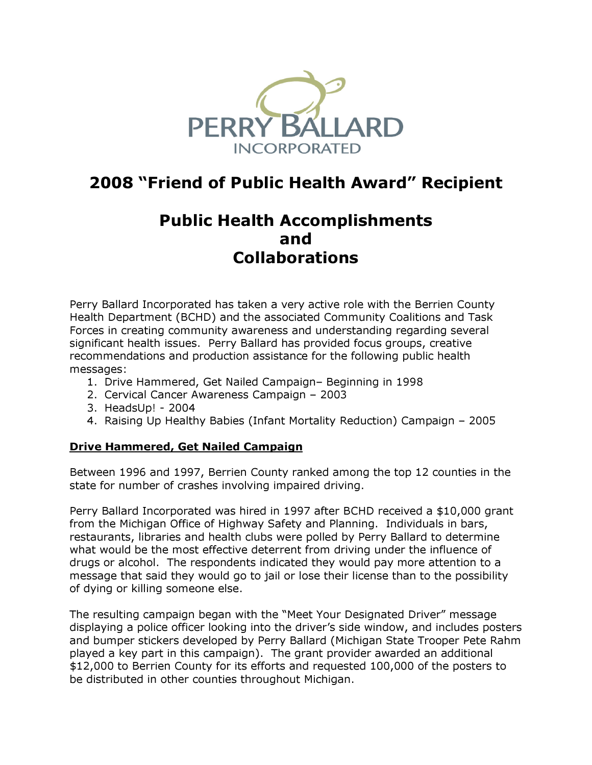PERRY BALLARD
INCORPORATED

# 2008 "Friend of Public Health Award" Recipient

## Public Health Accomplishments and Collaborations

Perry Ballard Incorporated has taken a very active role with the Berrien County Health Department (BCHD) and the associated Community Coalitions and Task Forces in creating community awareness and understanding regarding several significant health issues. Perry Ballard has provided focus groups, creative recommendations and production assistance for the following public health messages:

1. Drive Hammered, Get Nailed Campaign– Beginning in 1998
2. Cervical Cancer Awareness Campaign – 2003
3. HeadsUp! - 2004
4. Raising Up Healthy Babies (Infant Mortality Reduction) Campaign – 2005

### Drive Hammered, Get Nailed Campaign

Between 1996 and 1997, Berrien County ranked among the top 12 counties in the state for number of crashes involving impaired driving.

Perry Ballard Incorporated was hired in 1997 after BCHD received a $10,000 grant from the Michigan Office of Highway Safety and Planning. Individuals in bars, restaurants, libraries and health clubs were polled by Perry Ballard to determine what would be the most effective deterrent from driving under the influence of drugs or alcohol. The respondents indicated they would pay more attention to a message that said they would go to jail or lose their license than to the possibility of dying or killing someone else.

The resulting campaign began with the "Meet Your Designated Driver" message displaying a police officer looking into the driver's side window, and includes posters and bumper stickers developed by Perry Ballard (Michigan State Trooper Pete Rahm played a key part in this campaign). The grant provider awarded an additional $12,000 to Berrien County for its efforts and requested 100,000 of the posters to be distributed in other counties throughout Michigan.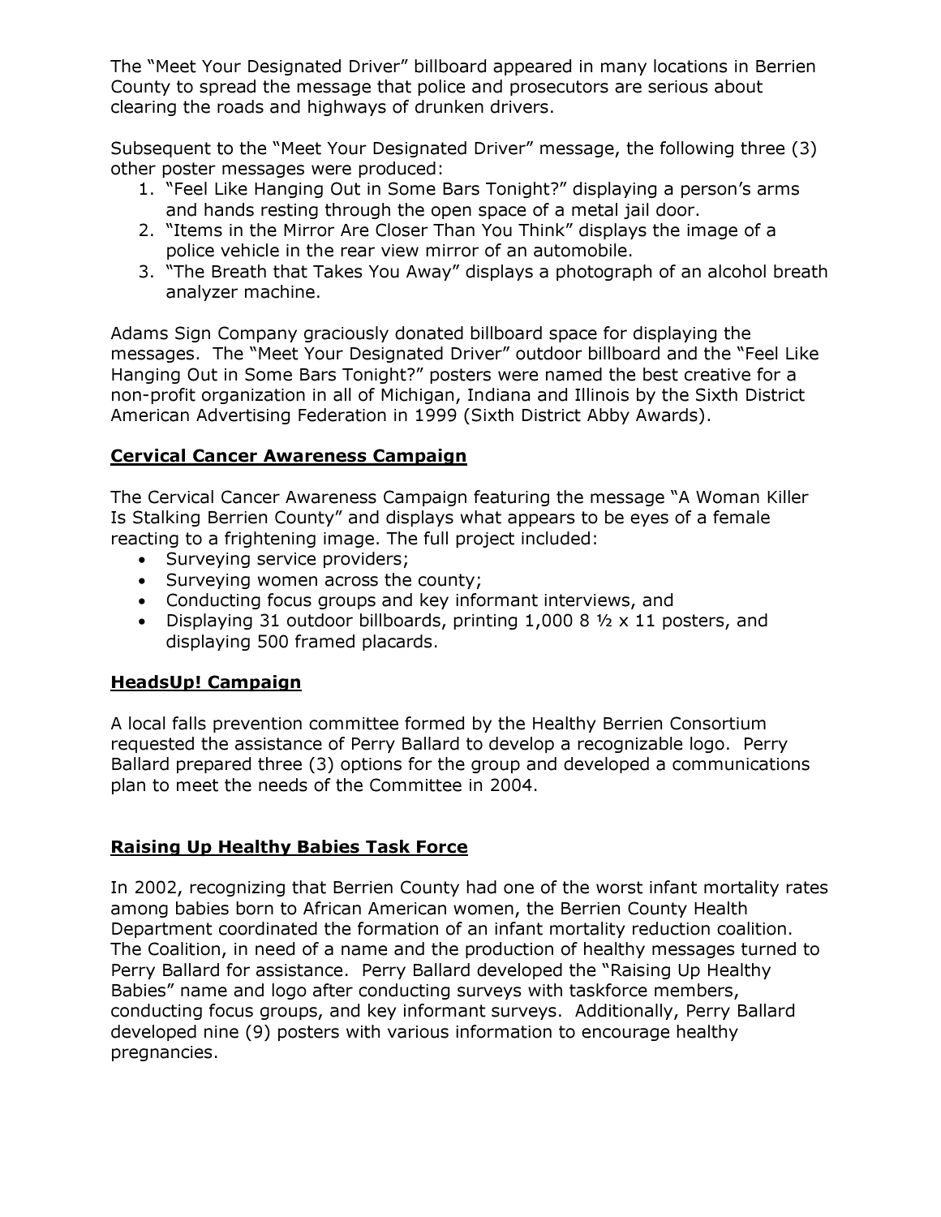The "Meet Your Designated Driver" billboard appeared in many locations in Berrien County to spread the message that police and prosecutors are serious about clearing the roads and highways of drunken drivers.

Subsequent to the "Meet Your Designated Driver" message, the following three (3) other poster messages were produced:

1. "Feel Like Hanging Out in Some Bars Tonight?" displaying a person's arms and hands resting through the open space of a metal jail door.
2. "Items in the Mirror Are Closer Than You Think" displays the image of a police vehicle in the rear view mirror of an automobile.
3. "The Breath that Takes You Away" displays a photograph of an alcohol breath analyzer machine.

Adams Sign Company graciously donated billboard space for displaying the messages. The "Meet Your Designated Driver" outdoor billboard and the "Feel Like Hanging Out in Some Bars Tonight?" posters were named the best creative for a non-profit organization in all of Michigan, Indiana and Illinois by the Sixth District American Advertising Federation in 1999 (Sixth District Abby Awards).

## Cervical Cancer Awareness Campaign

The Cervical Cancer Awareness Campaign featuring the message "A Woman Killer Is Stalking Berrien County" and displays what appears to be eyes of a female reacting to a frightening image. The full project included:

- Surveying service providers;
- Surveying women across the county;
- Conducting focus groups and key informant interviews, and
- Displaying 31 outdoor billboards, printing 1,000 8 ½ x 11 posters, and displaying 500 framed placards.

## HeadsUp! Campaign

A local falls prevention committee formed by the Healthy Berrien Consortium requested the assistance of Perry Ballard to develop a recognizable logo. Perry Ballard prepared three (3) options for the group and developed a communications plan to meet the needs of the Committee in 2004.

## Raising Up Healthy Babies Task Force

In 2002, recognizing that Berrien County had one of the worst infant mortality rates among babies born to African American women, the Berrien County Health Department coordinated the formation of an infant mortality reduction coalition. The Coalition, in need of a name and the production of healthy messages turned to Perry Ballard for assistance. Perry Ballard developed the "Raising Up Healthy Babies" name and logo after conducting surveys with taskforce members, conducting focus groups, and key informant surveys. Additionally, Perry Ballard developed nine (9) posters with various information to encourage healthy pregnancies.